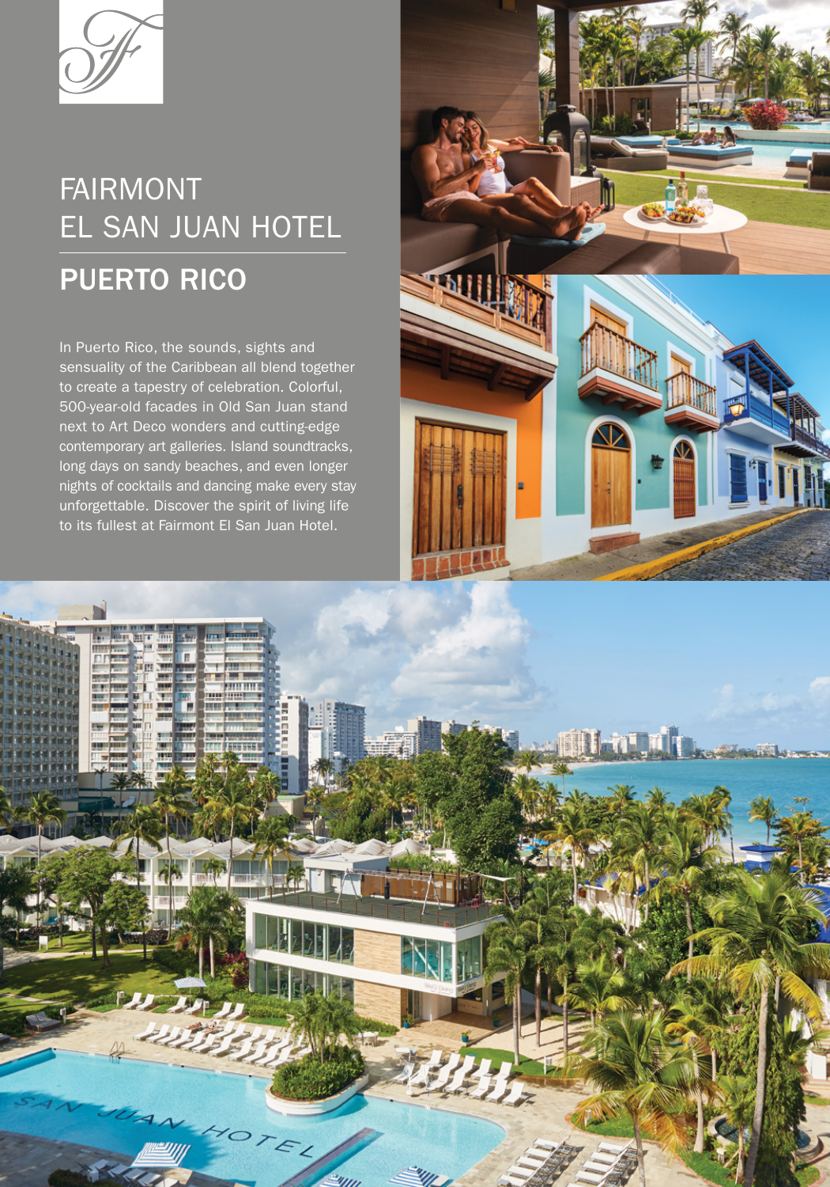# FAIRMONT EL SAN JUAN HOTEL

## PUERTO RICO

In Puerto Rico, the sounds, sights and sensuality of the Caribbean all blend together to create a tapestry of celebration. Colorful, 500-year-old facades in Old San Juan stand next to Art Deco wonders and cutting-edge contemporary art galleries. Island soundtracks, long days on sandy beaches, and even longer nights of cocktails and dancing make every stay unforgettable. Discover the spirit of living life to its fullest at Fairmont El San Juan Hotel.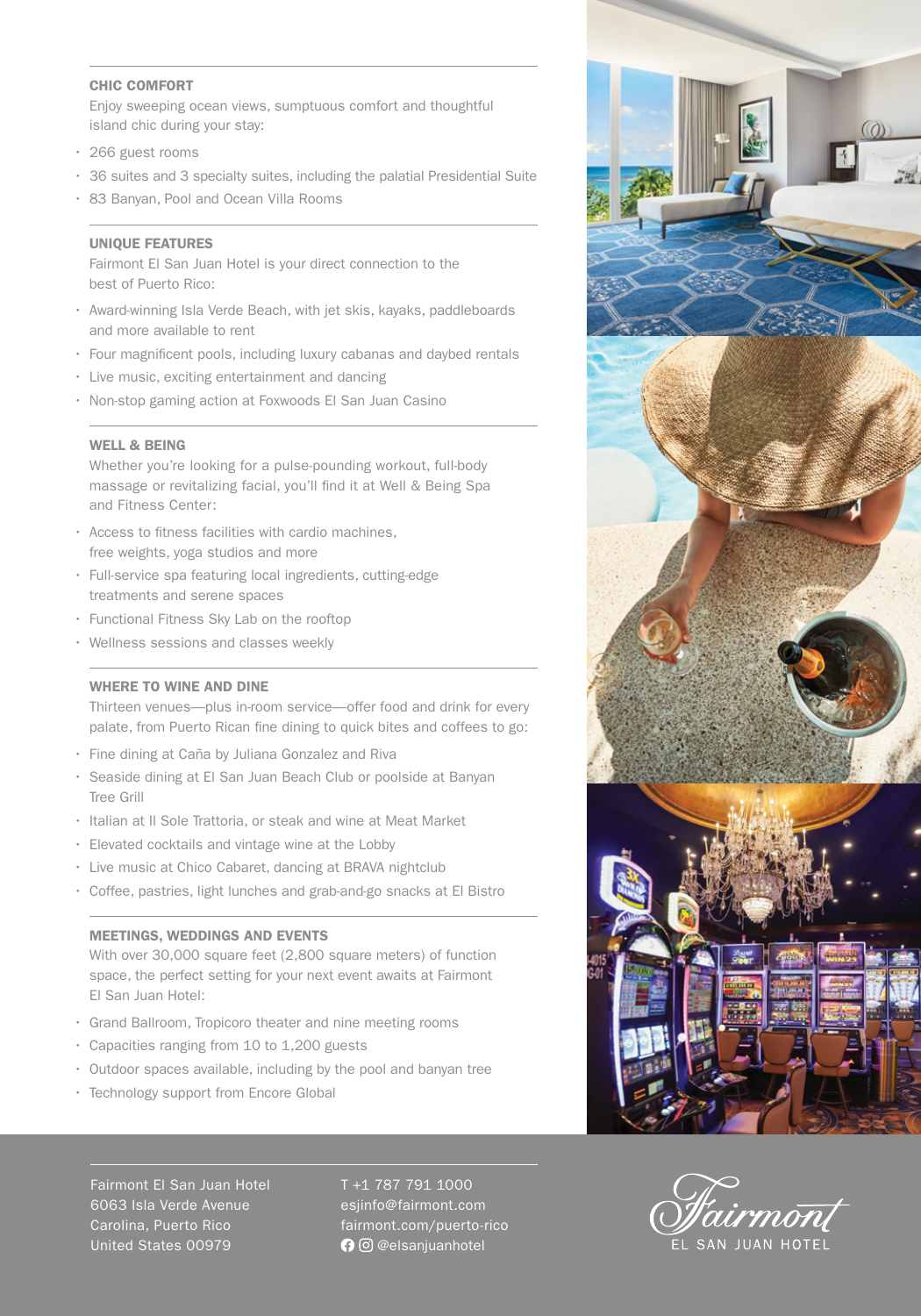## CHIC COMFORT

Enjoy sweeping ocean views, sumptuous comfort and thoughtful island chic during your stay:

- 266 guest rooms
- 36 suites and 3 specialty suites, including the palatial Presidential Suite
- 83 Banyan, Pool and Ocean Villa Rooms

## UNIQUE FEATURES

Fairmont El San Juan Hotel is your direct connection to the best of Puerto Rico:

- Award-winning Isla Verde Beach, with jet skis, kayaks, paddleboards and more available to rent
- Four magnificent pools, including luxury cabanas and daybed rentals
- Live music, exciting entertainment and dancing
- Non-stop gaming action at Foxwoods El San Juan Casino

## WELL & BEING

Whether you're looking for a pulse-pounding workout, full-body massage or revitalizing facial, you'll find it at Well & Being Spa and Fitness Center:

- Access to fitness facilities with cardio machines, free weights, yoga studios and more
- Full-service spa featuring local ingredients, cutting-edge treatments and serene spaces
- Functional Fitness Sky Lab on the rooftop
- Wellness sessions and classes weekly

## WHERE TO WINE AND DINE

Thirteen venues—plus in-room service—offer food and drink for every palate, from Puerto Rican fine dining to quick bites and coffees to go:

- Fine dining at Caña by Juliana Gonzalez and Riva
- Seaside dining at El San Juan Beach Club or poolside at Banyan Tree Grill
- Italian at Il Sole Trattoria, or steak and wine at Meat Market
- Elevated cocktails and vintage wine at the Lobby
- Live music at Chico Cabaret, dancing at BRAVA nightclub
- Coffee, pastries, light lunches and grab-and-go snacks at El Bistro

## MEETINGS, WEDDINGS AND EVENTS

With over 30,000 square feet (2,800 square meters) of function space, the perfect setting for your next event awaits at Fairmont El San Juan Hotel:

- Grand Ballroom, Tropicoro theater and nine meeting rooms
- Capacities ranging from 10 to 1,200 guests
- Outdoor spaces available, including by the pool and banyan tree
- Technology support from Encore Global

---

Fairmont El San Juan Hotel
6063 Isla Verde Avenue
Carolina, Puerto Rico
United States 00979

T +1 787 791 1000
esjinfo@fairmont.com
fairmont.com/puerto-rico
@elsanjuanhotel

Fairmont
EL SAN JUAN HOTEL